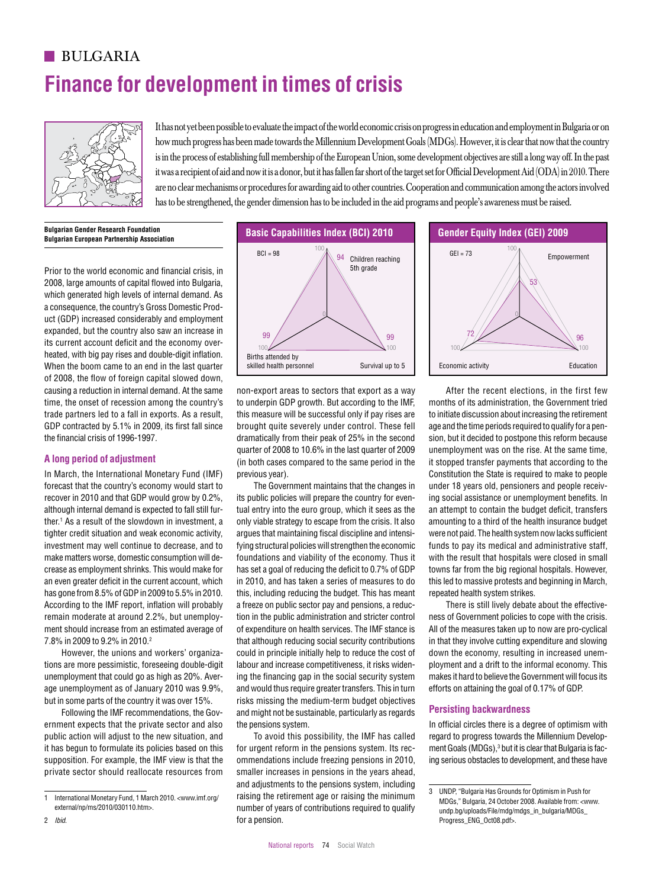# BULGARIA

# Finance for development in times of crisis

It has not yet been possible to evaluate the impact of the world economic crisis on progress in education and employment in Bulgaria or on how much progress has been made towards the Millennium Development Goals (MDGs). However, it is clear that now that the country is in the process of establishing full membership of the European Union, some development objectives are still a long way off. In the past it was a recipient of aid and now it is a donor, but it has fallen far short of the target set for Official Development Aid (ODA) in 2010. There are no clear mechanisms or procedures for awarding aid to other countries. Cooperation and communication among the actors involved has to be strengthened, the gender dimension has to be included in the aid programs and people's awareness must be raised.

**Bulgarian Gender Research Foundation**
**Bulgarian European Partnership Association**

**Basic Capabilities Index (BCI) 2010**

BCI = 98

- Children reaching 5th grade: 94
- Births attended by skilled health personnel: 99
- Survival up to 5: 99

**Gender Equity Index (GEI) 2009**

GEI = 73

- Empowerment: 53
- Economic activity: 72
- Education: 96

Prior to the world economic and financial crisis, in 2008, large amounts of capital flowed into Bulgaria, which generated high levels of internal demand. As a consequence, the country's Gross Domestic Product (GDP) increased considerably and employment expanded, but the country also saw an increase in its current account deficit and the economy overheated, with big pay rises and double-digit inflation. When the boom came to an end in the last quarter of 2008, the flow of foreign capital slowed down, causing a reduction in internal demand. At the same time, the onset of recession among the country's trade partners led to a fall in exports. As a result, GDP contracted by 5.1% in 2009, its first fall since the financial crisis of 1996-1997.

## A long period of adjustment

In March, the International Monetary Fund (IMF) forecast that the country's economy would start to recover in 2010 and that GDP would grow by 0.2%, although internal demand is expected to fall still further.[1] As a result of the slowdown in investment, a tighter credit situation and weak economic activity, investment may well continue to decrease, and to make matters worse, domestic consumption will decrease as employment shrinks. This would make for an even greater deficit in the current account, which has gone from 8.5% of GDP in 2009 to 5.5% in 2010. According to the IMF report, inflation will probably remain moderate at around 2.2%, but unemployment should increase from an estimated average of 7.8% in 2009 to 9.2% in 2010.[2]

However, the unions and workers' organizations are more pessimistic, foreseeing double-digit unemployment that could go as high as 20%. Average unemployment as of January 2010 was 9.9%, but in some parts of the country it was over 15%.

Following the IMF recommendations, the Government expects that the private sector and also public action will adjust to the new situation, and it has begun to formulate its policies based on this supposition. For example, the IMF view is that the private sector should reallocate resources from non-export areas to sectors that export as a way to underpin GDP growth. But according to the IMF, this measure will be successful only if pay rises are brought quite severely under control. These fell dramatically from their peak of 25% in the second quarter of 2008 to 10.6% in the last quarter of 2009 (in both cases compared to the same period in the previous year).

The Government maintains that the changes in its public policies will prepare the country for eventual entry into the euro group, which it sees as the only viable strategy to escape from the crisis. It also argues that maintaining fiscal discipline and intensifying structural policies will strengthen the economic foundations and viability of the economy. Thus it has set a goal of reducing the deficit to 0.7% of GDP in 2010, and has taken a series of measures to do this, including reducing the budget. This has meant a freeze on public sector pay and pensions, a reduction in the public administration and stricter control of expenditure on health services. The IMF stance is that although reducing social security contributions could in principle initially help to reduce the cost of labour and increase competitiveness, it risks widening the financing gap in the social security system and would thus require greater transfers. This in turn risks missing the medium-term budget objectives and might not be sustainable, particularly as regards the pensions system.

To avoid this possibility, the IMF has called for urgent reform in the pensions system. Its recommendations include freezing pensions in 2010, smaller increases in pensions in the years ahead, and adjustments to the pensions system, including raising the retirement age or raising the minimum number of years of contributions required to qualify for a pension.

After the recent elections, in the first few months of its administration, the Government tried to initiate discussion about increasing the retirement age and the time periods required to qualify for a pension, but it decided to postpone this reform because unemployment was on the rise. At the same time, it stopped transfer payments that according to the Constitution the State is required to make to people under 18 years old, pensioners and people receiving social assistance or unemployment benefits. In an attempt to contain the budget deficit, transfers amounting to a third of the health insurance budget were not paid. The health system now lacks sufficient funds to pay its medical and administrative staff, with the result that hospitals were closed in small towns far from the big regional hospitals. However, this led to massive protests and beginning in March, repeated health system strikes.

There is still lively debate about the effectiveness of Government policies to cope with the crisis. All of the measures taken up to now are pro-cyclical in that they involve cutting expenditure and slowing down the economy, resulting in increased unemployment and a drift to the informal economy. This makes it hard to believe the Government will focus its efforts on attaining the goal of 0.17% of GDP.

## Persisting backwardness

In official circles there is a degree of optimism with regard to progress towards the Millennium Development Goals (MDGs),[3] but it is clear that Bulgaria is facing serious obstacles to development, and these have

---

1 International Monetary Fund, 1 March 2010. <www.imf.org/external/np/ms/2010/030110.htm>.

2 *Ibid.*

3 UNDP, "Bulgaria Has Grounds for Optimism in Push for MDGs," Bulgaria, 24 October 2008. Available from: <www.undp.bg/uploads/File/mdg/mdgs_in_bulgaria/MDGs_Progress_ENG_Oct08.pdf>.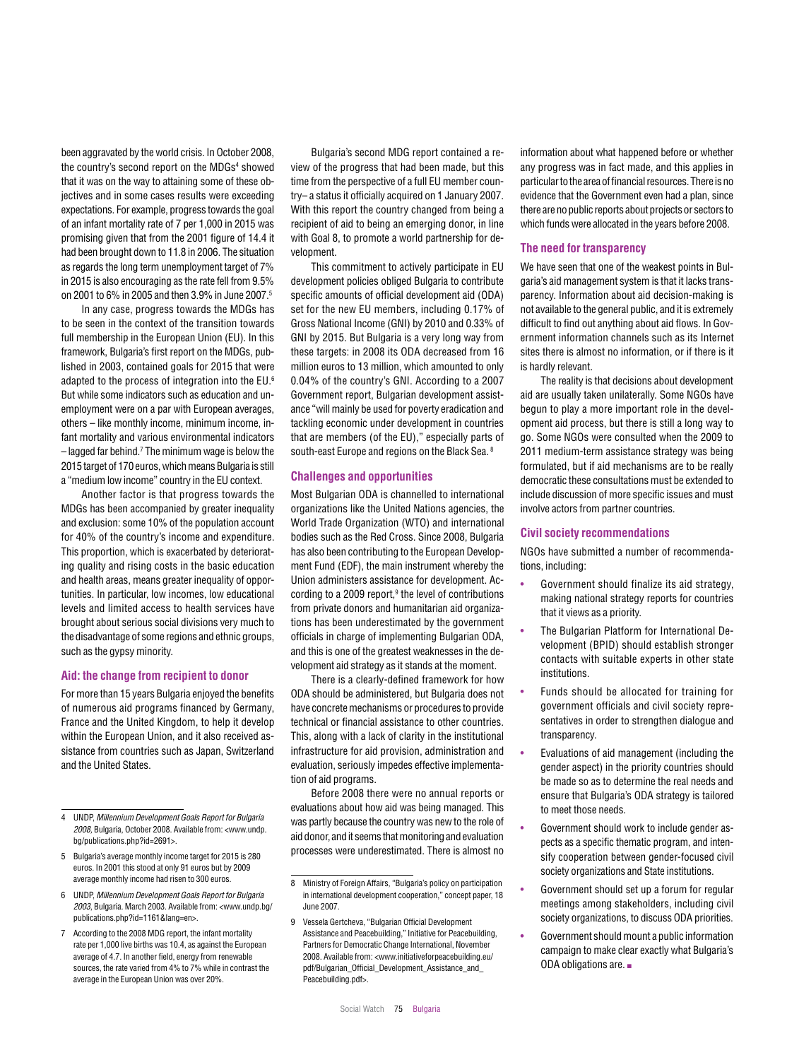been aggravated by the world crisis. In October 2008, the country's second report on the MDGs[4] showed that it was on the way to attaining some of these objectives and in some cases results were exceeding expectations. For example, progress towards the goal of an infant mortality rate of 7 per 1,000 in 2015 was promising given that from the 2001 figure of 14.4 it had been brought down to 11.8 in 2006. The situation as regards the long term unemployment target of 7% in 2015 is also encouraging as the rate fell from 9.5% on 2001 to 6% in 2005 and then 3.9% in June 2007.[5]

In any case, progress towards the MDGs has to be seen in the context of the transition towards full membership in the European Union (EU). In this framework, Bulgaria's first report on the MDGs, published in 2003, contained goals for 2015 that were adapted to the process of integration into the EU.[6] But while some indicators such as education and unemployment were on a par with European averages, others – like monthly income, minimum income, infant mortality and various environmental indicators – lagged far behind.[7] The minimum wage is below the 2015 target of 170 euros, which means Bulgaria is still a "medium low income" country in the EU context.

Another factor is that progress towards the MDGs has been accompanied by greater inequality and exclusion: some 10% of the population account for 40% of the country's income and expenditure. This proportion, which is exacerbated by deteriorating quality and rising costs in the basic education and health areas, means greater inequality of opportunities. In particular, low incomes, low educational levels and limited access to health services have brought about serious social divisions very much to the disadvantage of some regions and ethnic groups, such as the gypsy minority.

## Aid: the change from recipient to donor

For more than 15 years Bulgaria enjoyed the benefits of numerous aid programs financed by Germany, France and the United Kingdom, to help it develop within the European Union, and it also received assistance from countries such as Japan, Switzerland and the United States.

Bulgaria's second MDG report contained a review of the progress that had been made, but this time from the perspective of a full EU member country– a status it officially acquired on 1 January 2007. With this report the country changed from being a recipient of aid to being an emerging donor, in line with Goal 8, to promote a world partnership for development.

This commitment to actively participate in EU development policies obliged Bulgaria to contribute specific amounts of official development aid (ODA) set for the new EU members, including 0.17% of Gross National Income (GNI) by 2010 and 0.33% of GNI by 2015. But Bulgaria is a very long way from these targets: in 2008 its ODA decreased from 16 million euros to 13 million, which amounted to only 0.04% of the country's GNI. According to a 2007 Government report, Bulgarian development assistance "will mainly be used for poverty eradication and tackling economic under development in countries that are members (of the EU)," especially parts of south-east Europe and regions on the Black Sea.[8]

## Challenges and opportunities

Most Bulgarian ODA is channelled to international organizations like the United Nations agencies, the World Trade Organization (WTO) and international bodies such as the Red Cross. Since 2008, Bulgaria has also been contributing to the European Development Fund (EDF), the main instrument whereby the Union administers assistance for development. According to a 2009 report,[9] the level of contributions from private donors and humanitarian aid organizations has been underestimated by the government officials in charge of implementing Bulgarian ODA, and this is one of the greatest weaknesses in the development aid strategy as it stands at the moment.

There is a clearly-defined framework for how ODA should be administered, but Bulgaria does not have concrete mechanisms or procedures to provide technical or financial assistance to other countries. This, along with a lack of clarity in the institutional infrastructure for aid provision, administration and evaluation, seriously impedes effective implementation of aid programs.

Before 2008 there were no annual reports or evaluations about how aid was being managed. This was partly because the country was new to the role of aid donor, and it seems that monitoring and evaluation processes were underestimated. There is almost no information about what happened before or whether any progress was in fact made, and this applies in particular to the area of financial resources. There is no evidence that the Government even had a plan, since there are no public reports about projects or sectors to which funds were allocated in the years before 2008.

## The need for transparency

We have seen that one of the weakest points in Bulgaria's aid management system is that it lacks transparency. Information about aid decision-making is not available to the general public, and it is extremely difficult to find out anything about aid flows. In Government information channels such as its Internet sites there is almost no information, or if there is it is hardly relevant.

The reality is that decisions about development aid are usually taken unilaterally. Some NGOs have begun to play a more important role in the development aid process, but there is still a long way to go. Some NGOs were consulted when the 2009 to 2011 medium-term assistance strategy was being formulated, but if aid mechanisms are to be really democratic these consultations must be extended to include discussion of more specific issues and must involve actors from partner countries.

## Civil society recommendations

NGOs have submitted a number of recommendations, including:

- Government should finalize its aid strategy, making national strategy reports for countries that it views as a priority.
- The Bulgarian Platform for International Development (BPID) should establish stronger contacts with suitable experts in other state institutions.
- Funds should be allocated for training for government officials and civil society representatives in order to strengthen dialogue and transparency.
- Evaluations of aid management (including the gender aspect) in the priority countries should be made so as to determine the real needs and ensure that Bulgaria's ODA strategy is tailored to meet those needs.
- Government should work to include gender aspects as a specific thematic program, and intensify cooperation between gender-focused civil society organizations and State institutions.
- Government should set up a forum for regular meetings among stakeholders, including civil society organizations, to discuss ODA priorities.
- Government should mount a public information campaign to make clear exactly what Bulgaria's ODA obligations are. ■

---

4 UNDP, *Millennium Development Goals Report for Bulgaria 2008*, Bulgaria, October 2008. Available from: <www.undp.bg/publications.php?id=2691>.

5 Bulgaria's average monthly income target for 2015 is 280 euros. In 2001 this stood at only 91 euros but by 2009 average monthly income had risen to 300 euros.

6 UNDP, *Millennium Development Goals Report for Bulgaria 2003*, Bulgaria. March 2003. Available from: <www.undp.bg/publications.php?id=1161&lang=en>.

7 According to the 2008 MDG report, the infant mortality rate per 1,000 live births was 10.4, as against the European average of 4.7. In another field, energy from renewable sources, the rate varied from 4% to 7% while in contrast the average in the European Union was over 20%.

8 Ministry of Foreign Affairs, "Bulgaria's policy on participation in international development cooperation," concept paper, 18 June 2007.

9 Vessela Gertcheva, "Bulgarian Official Development Assistance and Peacebuilding," Initiative for Peacebuilding, Partners for Democratic Change International, November 2008. Available from: <www.initiativeforpeacebuilding.eu/pdf/Bulgarian_Official_Development_Assistance_and_Peacebuilding.pdf>.